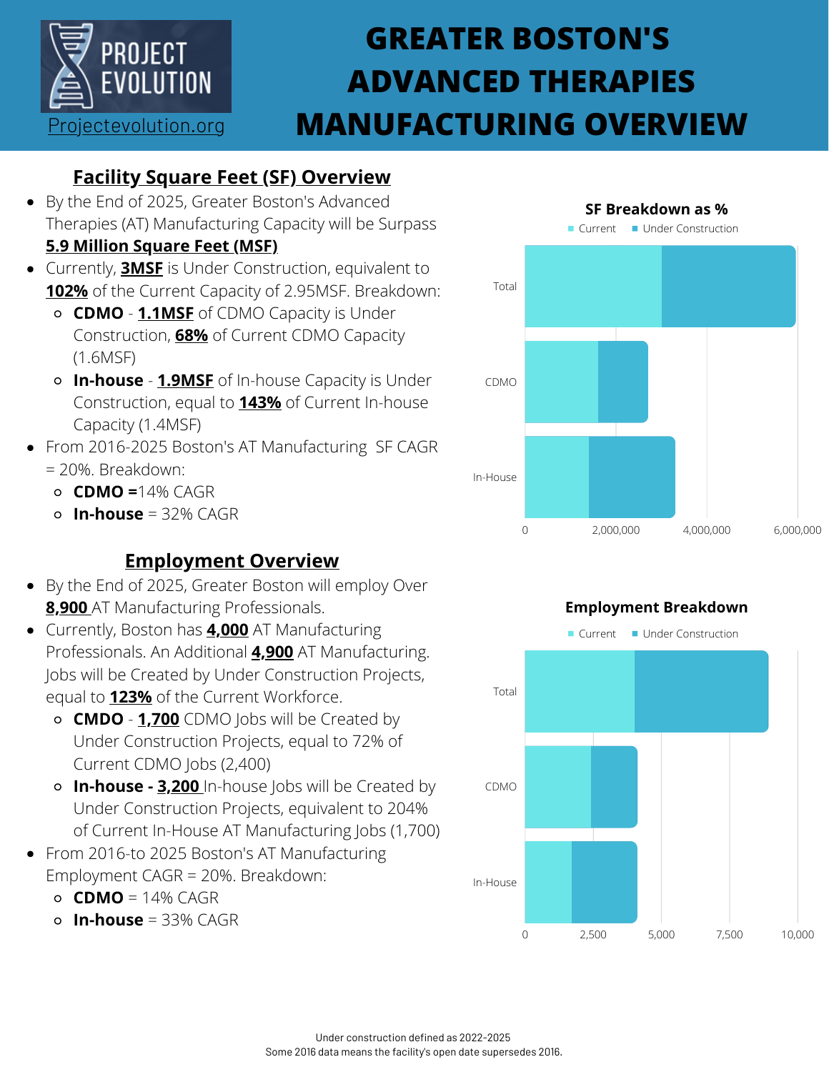PROJECT EVOLUTION

Projectevolution.org

# GREATER BOSTON'S ADVANCED THERAPIES MANUFACTURING OVERVIEW

## Facility Square Feet (SF) Overview

- By the End of 2025, Greater Boston's Advanced Therapies (AT) Manufacturing Capacity will be Surpass **5.9 Million Square Feet (MSF)**
- Currently, **3MSF** is Under Construction, equivalent to **102%** of the Current Capacity of 2.95MSF. Breakdown:
  - **CDMO** - **1.1MSF** of CDMO Capacity is Under Construction, **68%** of Current CDMO Capacity (1.6MSF)
  - **In-house** - **1.9MSF** of In-house Capacity is Under Construction, equal to **143%** of Current In-house Capacity (1.4MSF)
- From 2016-2025 Boston's AT Manufacturing SF CAGR = 20%. Breakdown:
  - **CDMO =** 14% CAGR
  - **In-house** = 32% CAGR

**SF Breakdown as %**

Current | Under Construction

Total, CDMO, In-House

0, 2,000,000, 4,000,000, 6,000,000

## Employment Overview

- By the End of 2025, Greater Boston will employ Over **8,900** AT Manufacturing Professionals.
- Currently, Boston has **4,000** AT Manufacturing Professionals. An Additional **4,900** AT Manufacturing. Jobs will be Created by Under Construction Projects, equal to **123%** of the Current Workforce.
  - **CMDO** - **1,700** CDMO Jobs will be Created by Under Construction Projects, equal to 72% of Current CDMO Jobs (2,400)
  - **In-house - 3,200** In-house Jobs will be Created by Under Construction Projects, equivalent to 204% of Current In-House AT Manufacturing Jobs (1,700)
- From 2016-to 2025 Boston's AT Manufacturing Employment CAGR = 20%. Breakdown:
  - **CDMO** = 14% CAGR
  - **In-house** = 33% CAGR

**Employment Breakdown**

Current | Under Construction

Total, CDMO, In-House

0, 2,500, 5,000, 7,500, 10,000

Under construction defined as 2022-2025

Some 2016 data means the facility's open date supersedes 2016.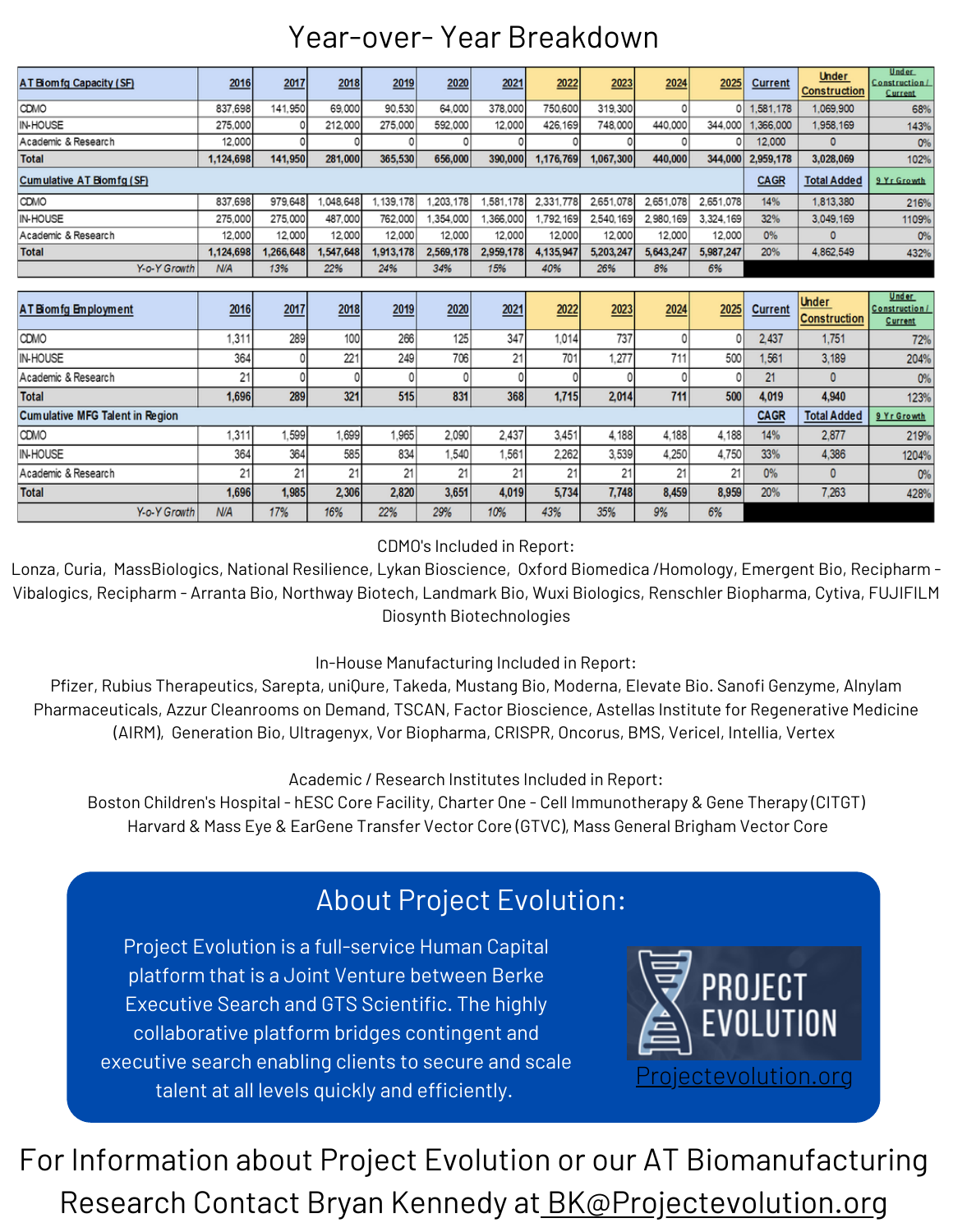# Year-over- Year Breakdown

| AT Biomfg Capacity (SF) | 2016 | 2017 | 2018 | 2019 | 2020 | 2021 | 2022 | 2023 | 2024 | 2025 | Current | Under Construction | Under Construction / Current |
|---|---|---|---|---|---|---|---|---|---|---|---|---|---|
| CDMO | 837,698 | 141,950 | 69,000 | 90,530 | 64,000 | 378,000 | 750,600 | 319,300 | 0 | 0 | 1,581,178 | 1,069,900 | 68% |
| IN-HOUSE | 275,000 | 0 | 212,000 | 275,000 | 592,000 | 12,000 | 426,169 | 748,000 | 440,000 | 344,000 | 1,366,000 | 1,958,169 | 143% |
| Academic & Research | 12,000 | 0 | 0 | 0 | 0 | 0 | 0 | 0 | 0 | 0 | 12,000 | 0 | 0% |
| **Total** | **1,124,698** | **141,950** | **281,000** | **365,530** | **656,000** | **390,000** | **1,176,769** | **1,067,300** | **440,000** | **344,000** | **2,959,178** | **3,028,069** | **102%** |
| **Cumulative AT Biomfg (SF)** | | | | | | | | | | | **CAGR** | **Total Added** | **9 Yr Growth** |
| CDMO | 837,698 | 979,648 | 1,048,648 | 1,139,178 | 1,203,178 | 1,581,178 | 2,331,778 | 2,651,078 | 2,651,078 | 2,651,078 | 14% | 1,813,380 | 216% |
| IN-HOUSE | 275,000 | 275,000 | 487,000 | 762,000 | 1,354,000 | 1,366,000 | 1,792,169 | 2,540,169 | 2,980,169 | 3,324,169 | 32% | 3,049,169 | 1109% |
| Academic & Research | 12,000 | 12,000 | 12,000 | 12,000 | 12,000 | 12,000 | 12,000 | 12,000 | 12,000 | 12,000 | 0% | 0 | 0% |
| **Total** | **1,124,698** | **1,266,648** | **1,547,648** | **1,913,178** | **2,569,178** | **2,959,178** | **4,135,947** | **5,203,247** | **5,643,247** | **5,987,247** | **20%** | **4,862,549** | **432%** |
| *Y-o-Y Growth* | *N/A* | *13%* | *22%* | *24%* | *34%* | *15%* | *40%* | *26%* | *8%* | *6%* | | | |

| AT Biomfg Employment | 2016 | 2017 | 2018 | 2019 | 2020 | 2021 | 2022 | 2023 | 2024 | 2025 | Current | Under Construction | Under Construction / Current |
|---|---|---|---|---|---|---|---|---|---|---|---|---|---|
| CDMO | 1,311 | 289 | 100 | 266 | 125 | 347 | 1,014 | 737 | 0 | 0 | 2,437 | 1,751 | 72% |
| IN-HOUSE | 364 | 0 | 221 | 249 | 706 | 21 | 701 | 1,277 | 711 | 500 | 1,561 | 3,189 | 204% |
| Academic & Research | 21 | 0 | 0 | 0 | 0 | 0 | 0 | 0 | 0 | 0 | 21 | 0 | 0% |
| **Total** | **1,696** | **289** | **321** | **515** | **831** | **368** | **1,715** | **2,014** | **711** | **500** | **4,019** | **4,940** | **123%** |
| **Cumulative MFG Talent in Region** | | | | | | | | | | | **CAGR** | **Total Added** | **9 Yr Growth** |
| CDMO | 1,311 | 1,599 | 1,699 | 1,965 | 2,090 | 2,437 | 3,451 | 4,188 | 4,188 | 4,188 | 14% | 2,877 | 219% |
| IN-HOUSE | 364 | 364 | 585 | 834 | 1,540 | 1,561 | 2,262 | 3,539 | 4,250 | 4,750 | 33% | 4,386 | 1204% |
| Academic & Research | 21 | 21 | 21 | 21 | 21 | 21 | 21 | 21 | 21 | 21 | 0% | 0 | 0% |
| **Total** | **1,696** | **1,985** | **2,306** | **2,820** | **3,651** | **4,019** | **5,734** | **7,748** | **8,459** | **8,959** | **20%** | **7,263** | **428%** |
| *Y-o-Y Growth* | *N/A* | *17%* | *16%* | *22%* | *29%* | *10%* | *43%* | *35%* | *9%* | *6%* | | | |

CDMO's Included in Report:
Lonza, Curia, MassBiologics, National Resilience, Lykan Bioscience, Oxford Biomedica /Homology, Emergent Bio, Recipharm - Vibalogics, Recipharm - Arranta Bio, Northway Biotech, Landmark Bio, Wuxi Biologics, Renschler Biopharma, Cytiva, FUJIFILM Diosynth Biotechnologies

In-House Manufacturing Included in Report:
Pfizer, Rubius Therapeutics, Sarepta, uniQure, Takeda, Mustang Bio, Moderna, Elevate Bio. Sanofi Genzyme, Alnylam Pharmaceuticals, Azzur Cleanrooms on Demand, TSCAN, Factor Bioscience, Astellas Institute for Regenerative Medicine (AIRM), Generation Bio, Ultragenyx, Vor Biopharma, CRISPR, Oncorus, BMS, Vericel, Intellia, Vertex

Academic / Research Institutes Included in Report:
Boston Children's Hospital - hESC Core Facility, Charter One - Cell Immunotherapy & Gene Therapy (CITGT) Harvard & Mass Eye & EarGene Transfer Vector Core (GTVC), Mass General Brigham Vector Core

## About Project Evolution:

Project Evolution is a full-service Human Capital platform that is a Joint Venture between Berke Executive Search and GTS Scientific. The highly collaborative platform bridges contingent and executive search enabling clients to secure and scale talent at all levels quickly and efficiently.

PROJECT EVOLUTION

Projectevolution.org

For Information about Project Evolution or our AT Biomanufacturing Research Contact Bryan Kennedy at BK@Projectevolution.org